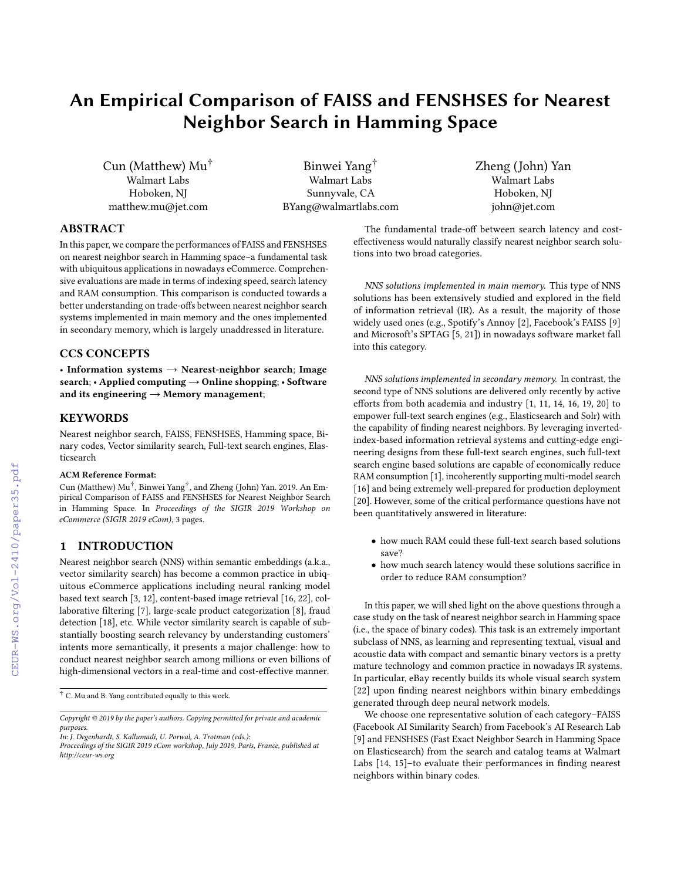# An Empirical Comparison of FAISS and FENSHSES for Nearest Neighbor Search in Hamming Space

Cun (Matthew) Mu[†]
Walmart Labs
Hoboken, NJ
matthew.mu@jet.com

Binwei Yang[†]
Walmart Labs
Sunnyvale, CA
BYang@walmartlabs.com

Zheng (John) Yan
Walmart Labs
Hoboken, NJ
john@jet.com

## ABSTRACT

In this paper, we compare the performances of FAISS and FENSHSES on nearest neighbor search in Hamming space–a fundamental task with ubiquitous applications in nowadays eCommerce. Comprehensive evaluations are made in terms of indexing speed, search latency and RAM consumption. This comparison is conducted towards a better understanding on trade-offs between nearest neighbor search systems implemented in main memory and the ones implemented in secondary memory, which is largely unaddressed in literature.

## CCS CONCEPTS

• **Information systems → Nearest-neighbor search**; **Image search**; • **Applied computing → Online shopping**; • **Software and its engineering → Memory management**;

## KEYWORDS

Nearest neighbor search, FAISS, FENSHSES, Hamming space, Binary codes, Vector similarity search, Full-text search engines, Elasticsearch

**ACM Reference Format:**

Cun (Matthew) Mu[†], Binwei Yang[†], and Zheng (John) Yan. 2019. An Empirical Comparison of FAISS and FENSHSES for Nearest Neighbor Search in Hamming Space. In *Proceedings of the SIGIR 2019 Workshop on eCommerce (SIGIR 2019 eCom)*, 3 pages.

## 1 INTRODUCTION

Nearest neighbor search (NNS) within semantic embeddings (a.k.a., vector similarity search) has become a common practice in ubiquitous eCommerce applications including neural ranking model based text search [3, 12], content-based image retrieval [16, 22], collaborative filtering [7], large-scale product categorization [8], fraud detection [18], etc. While vector similarity search is capable of substantially boosting search relevancy by understanding customers' intents more semantically, it presents a major challenge: how to conduct nearest neighbor search among millions or even billions of high-dimensional vectors in a real-time and cost-effective manner.

The fundamental trade-off between search latency and cost-effectiveness would naturally classify nearest neighbor search solutions into two broad categories.

*NNS solutions implemented in main memory.* This type of NNS solutions has been extensively studied and explored in the field of information retrieval (IR). As a result, the majority of those widely used ones (e.g., Spotify's Annoy [2], Facebook's FAISS [9] and Microsoft's SPTAG [5, 21]) in nowadays software market fall into this category.

*NNS solutions implemented in secondary memory.* In contrast, the second type of NNS solutions are delivered only recently by active efforts from both academia and industry [1, 11, 14, 16, 19, 20] to empower full-text search engines (e.g., Elasticsearch and Solr) with the capability of finding nearest neighbors. By leveraging inverted-index-based information retrieval systems and cutting-edge engineering designs from these full-text search engines, such full-text search engine based solutions are capable of economically reduce RAM consumption [1], incoherently supporting multi-model search [16] and being extremely well-prepared for production deployment [20]. However, some of the critical performance questions have not been quantitatively answered in literature:

- how much RAM could these full-text search based solutions save?
- how much search latency would these solutions sacrifice in order to reduce RAM consumption?

In this paper, we will shed light on the above questions through a case study on the task of nearest neighbor search in Hamming space (i.e., the space of binary codes). This task is an extremely important subclass of NNS, as learning and representing textual, visual and acoustic data with compact and semantic binary vectors is a pretty mature technology and common practice in nowadays IR systems. In particular, eBay recently builds its whole visual search system [22] upon finding nearest neighbors within binary embeddings generated through deep neural network models.

We choose one representative solution of each category–FAISS (Facebook AI Similarity Search) from Facebook's AI Research Lab [9] and FENSHSES (Fast Exact Neighbor Search in Hamming Space on Elasticsearch) from the search and catalog teams at Walmart Labs [14, 15]–to evaluate their performances in finding nearest neighbors within binary codes.

[†] C. Mu and B. Yang contributed equally to this work.

*Copyright © 2019 by the paper's authors. Copying permitted for private and academic purposes.*
*In: J. Degenhardt, S. Kallumadi, U. Porwal, A. Trotman (eds.):*
*Proceedings of the SIGIR 2019 eCom workshop, July 2019, Paris, France, published at http://ceur-ws.org*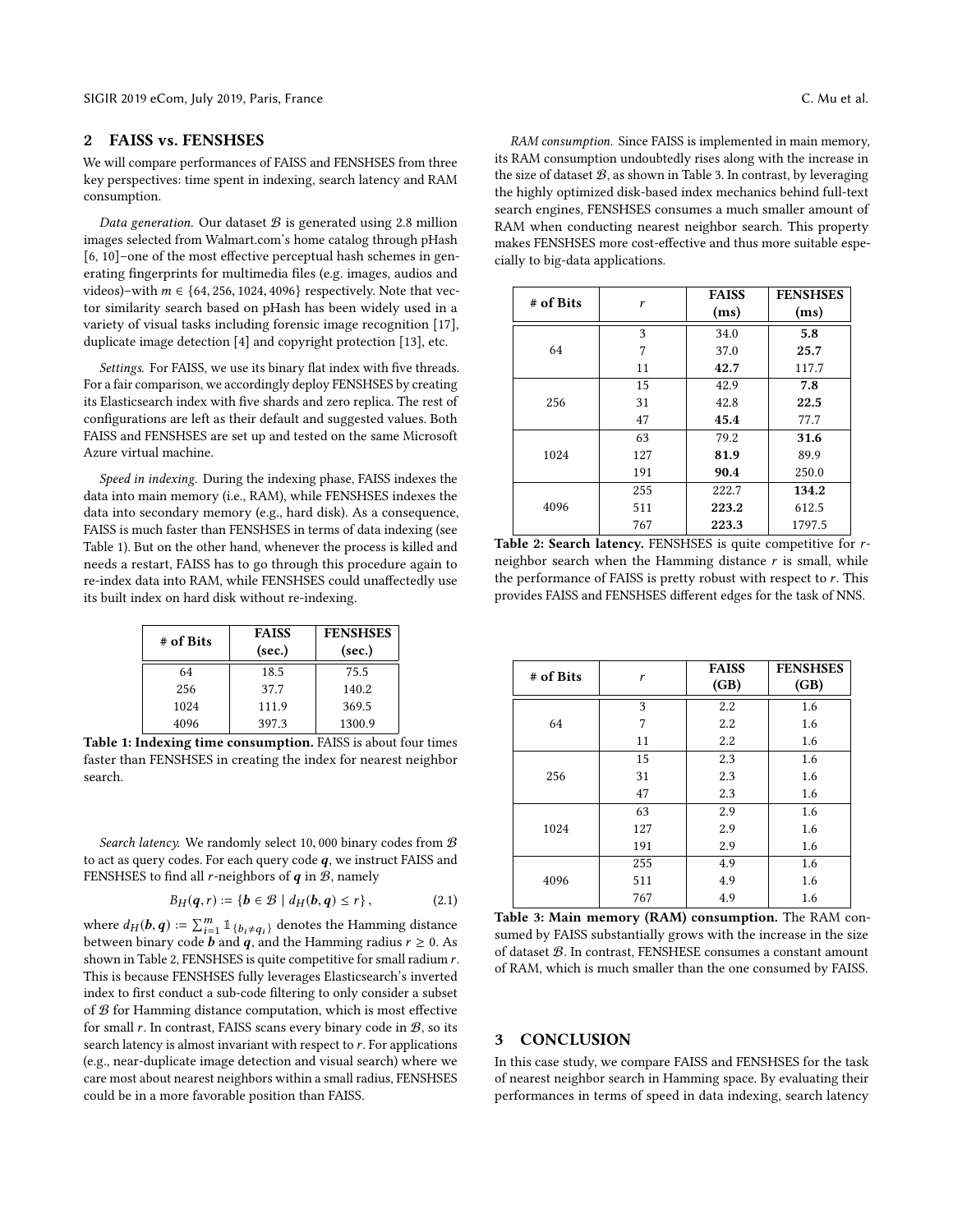## 2 FAISS vs. FENSHSES

We will compare performances of FAISS and FENSHSES from three key perspectives: time spent in indexing, search latency and RAM consumption.

*Data generation.* Our dataset $\mathcal{B}$ is generated using 2.8 million images selected from Walmart.com's home catalog through pHash [6, 10]–one of the most effective perceptual hash schemes in generating fingerprints for multimedia files (e.g. images, audios and videos)–with $m \in \{64, 256, 1024, 4096\}$ respectively. Note that vector similarity search based on pHash has been widely used in a variety of visual tasks including forensic image recognition [17], duplicate image detection [4] and copyright protection [13], etc.

*Settings.* For FAISS, we use its binary flat index with five threads. For a fair comparison, we accordingly deploy FENSHSES by creating its Elasticsearch index with five shards and zero replica. The rest of configurations are left as their default and suggested values. Both FAISS and FENSHSES are set up and tested on the same Microsoft Azure virtual machine.

*Speed in indexing.* During the indexing phase, FAISS indexes the data into main memory (i.e., RAM), while FENSHSES indexes the data into secondary memory (e.g., hard disk). As a consequence, FAISS is much faster than FENSHSES in terms of data indexing (see Table 1). But on the other hand, whenever the process is killed and needs a restart, FAISS has to go through this procedure again to re-index data into RAM, while FENSHSES could unaffectedly use its built index on hard disk without re-indexing.

| # of Bits | FAISS (sec.) | FENSHSES (sec.) |
|---|---|---|
| 64 | 18.5 | 75.5 |
| 256 | 37.7 | 140.2 |
| 1024 | 111.9 | 369.5 |
| 4096 | 397.3 | 1300.9 |

**Table 1: Indexing time consumption.** FAISS is about four times faster than FENSHSES in creating the index for nearest neighbor search.

*Search latency.* We randomly select 10,000 binary codes from $\mathcal{B}$ to act as query codes. For each query code $\boldsymbol{q}$, we instruct FAISS and FENSHSES to find all $r$-neighbors of $\boldsymbol{q}$ in $\mathcal{B}$, namely

$$B_H(\boldsymbol{q}, r) := \{\boldsymbol{b} \in \mathcal{B} \mid d_H(\boldsymbol{b}, \boldsymbol{q}) \le r\}, \tag{2.1}$$

where $d_H(\boldsymbol{b}, \boldsymbol{q}) := \sum_{i=1}^{m} \mathbb{1}_{\{b_i \neq q_i\}}$ denotes the Hamming distance between binary code $\boldsymbol{b}$ and $\boldsymbol{q}$, and the Hamming radius $r \ge 0$. As shown in Table 2, FENSHSES is quite competitive for small radium $r$. This is because FENSHSES fully leverages Elasticsearch's inverted index to first conduct a sub-code filtering to only consider a subset of $\mathcal{B}$ for Hamming distance computation, which is most effective for small $r$. In contrast, FAISS scans every binary code in $\mathcal{B}$, so its search latency is almost invariant with respect to $r$. For applications (e.g., near-duplicate image detection and visual search) where we care most about nearest neighbors within a small radius, FENSHSES could be in a more favorable position than FAISS.

*RAM consumption.* Since FAISS is implemented in main memory, its RAM consumption undoubtedly rises along with the increase in the size of dataset $\mathcal{B}$, as shown in Table 3. In contrast, by leveraging the highly optimized disk-based index mechanics behind full-text search engines, FENSHSES consumes a much smaller amount of RAM when conducting nearest neighbor search. This property makes FENSHSES more cost-effective and thus more suitable especially to big-data applications.

| # of Bits | $r$ | FAISS (ms) | FENSHSES (ms) |
|---|---|---|---|
| 64 | 3 | 34.0 | **5.8** |
| | 7 | 37.0 | **25.7** |
| | 11 | **42.7** | 117.7 |
| 256 | 15 | 42.9 | **7.8** |
| | 31 | 42.8 | **22.5** |
| | 47 | **45.4** | 77.7 |
| 1024 | 63 | 79.2 | **31.6** |
| | 127 | **81.9** | 89.9 |
| | 191 | **90.4** | 250.0 |
| 4096 | 255 | 222.7 | **134.2** |
| | 511 | **223.2** | 612.5 |
| | 767 | **223.3** | 1797.5 |

**Table 2: Search latency.** FENSHSES is quite competitive for $r$-neighbor search when the Hamming distance $r$ is small, while the performance of FAISS is pretty robust with respect to $r$. This provides FAISS and FENSHSES different edges for the task of NNS.

| # of Bits | $r$ | FAISS (GB) | FENSHSES (GB) |
|---|---|---|---|
| 64 | 3 | 2.2 | 1.6 |
| | 7 | 2.2 | 1.6 |
| | 11 | 2.2 | 1.6 |
| 256 | 15 | 2.3 | 1.6 |
| | 31 | 2.3 | 1.6 |
| | 47 | 2.3 | 1.6 |
| 1024 | 63 | 2.9 | 1.6 |
| | 127 | 2.9 | 1.6 |
| | 191 | 2.9 | 1.6 |
| 4096 | 255 | 4.9 | 1.6 |
| | 511 | 4.9 | 1.6 |
| | 767 | 4.9 | 1.6 |

**Table 3: Main memory (RAM) consumption.** The RAM consumed by FAISS substantially grows with the increase in the size of dataset $\mathcal{B}$. In contrast, FENSHESE consumes a constant amount of RAM, which is much smaller than the one consumed by FAISS.

## 3 CONCLUSION

In this case study, we compare FAISS and FENSHSES for the task of nearest neighbor search in Hamming space. By evaluating their performances in terms of speed in data indexing, search latency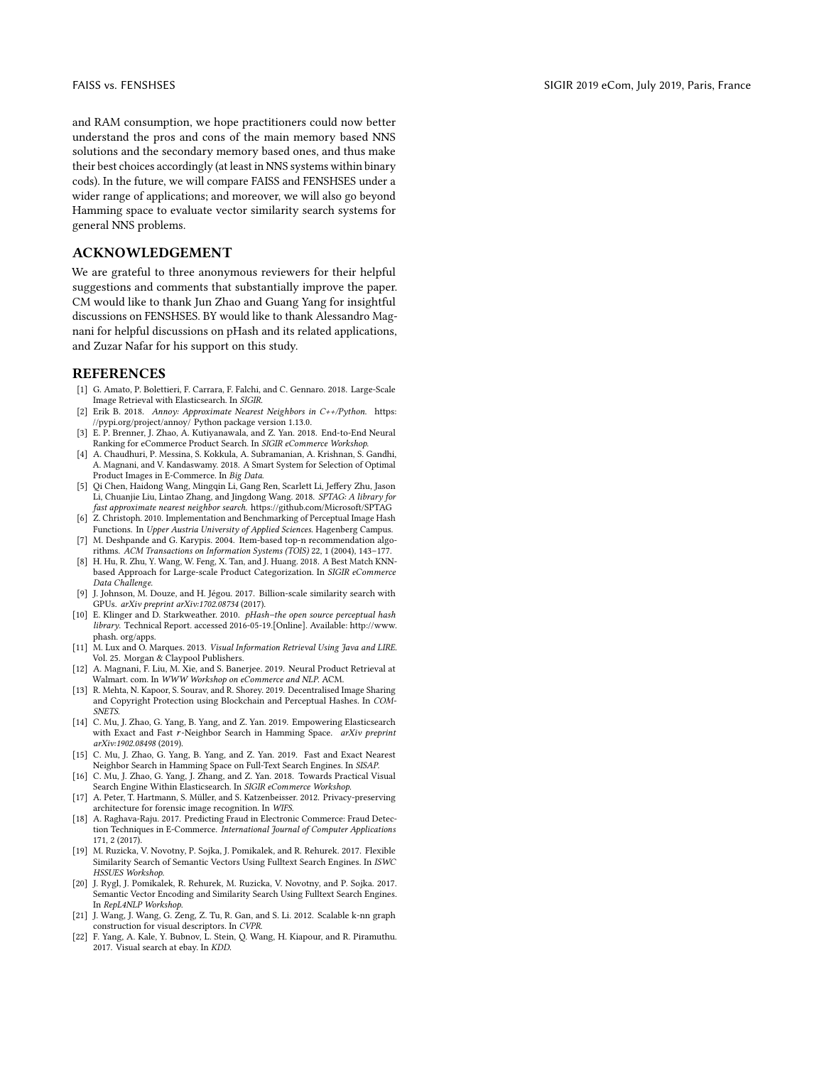and RAM consumption, we hope practitioners could now better understand the pros and cons of the main memory based NNS solutions and the secondary memory based ones, and thus make their best choices accordingly (at least in NNS systems within binary cods). In the future, we will compare FAISS and FENSHSES under a wider range of applications; and moreover, we will also go beyond Hamming space to evaluate vector similarity search systems for general NNS problems.

## ACKNOWLEDGEMENT

We are grateful to three anonymous reviewers for their helpful suggestions and comments that substantially improve the paper. CM would like to thank Jun Zhao and Guang Yang for insightful discussions on FENSHSES. BY would like to thank Alessandro Magnani for helpful discussions on pHash and its related applications, and Zuzar Nafar for his support on this study.

## REFERENCES

- [1] G. Amato, P. Bolettieri, F. Carrara, F. Falchi, and C. Gennaro. 2018. Large-Scale Image Retrieval with Elasticsearch. In *SIGIR*.
- [2] Erik B. 2018. *Annoy: Approximate Nearest Neighbors in C++/Python.* https://pypi.org/project/annoy/ Python package version 1.13.0.
- [3] E. P. Brenner, J. Zhao, A. Kutiyanawala, and Z. Yan. 2018. End-to-End Neural Ranking for eCommerce Product Search. In *SIGIR eCommerce Workshop*.
- [4] A. Chaudhuri, P. Messina, S. Kokkula, A. Subramanian, A. Krishnan, S. Gandhi, A. Magnani, and V. Kandaswamy. 2018. A Smart System for Selection of Optimal Product Images in E-Commerce. In *Big Data*.
- [5] Qi Chen, Haidong Wang, Mingqin Li, Gang Ren, Scarlett Li, Jeffery Zhu, Jason Li, Chuanjie Liu, Lintao Zhang, and Jingdong Wang. 2018. *SPTAG: A library for fast approximate nearest neighbor search.* https://github.com/Microsoft/SPTAG
- [6] Z. Christoph. 2010. Implementation and Benchmarking of Perceptual Image Hash Functions. In *Upper Austria University of Applied Sciences*. Hagenberg Campus.
- [7] M. Deshpande and G. Karypis. 2004. Item-based top-n recommendation algorithms. *ACM Transactions on Information Systems (TOIS)* 22, 1 (2004), 143–177.
- [8] H. Hu, R. Zhu, Y. Wang, W. Feng, X. Tan, and J. Huang. 2018. A Best Match KNN-based Approach for Large-scale Product Categorization. In *SIGIR eCommerce Data Challenge*.
- [9] J. Johnson, M. Douze, and H. Jégou. 2017. Billion-scale similarity search with GPUs. *arXiv preprint arXiv:1702.08734* (2017).
- [10] E. Klinger and D. Starkweather. 2010. *pHash–the open source perceptual hash library.* Technical Report. accessed 2016-05-19.[Online]. Available: http://www.phash. org/apps.
- [11] M. Lux and O. Marques. 2013. *Visual Information Retrieval Using Java and LIRE.* Vol. 25. Morgan & Claypool Publishers.
- [12] A. Magnani, F. Liu, M. Xie, and S. Banerjee. 2019. Neural Product Retrieval at Walmart. com. In *WWW Workshop on eCommerce and NLP*. ACM.
- [13] R. Mehta, N. Kapoor, S. Sourav, and R. Shorey. 2019. Decentralised Image Sharing and Copyright Protection using Blockchain and Perceptual Hashes. In *COMSNETS*.
- [14] C. Mu, J. Zhao, G. Yang, B. Yang, and Z. Yan. 2019. Empowering Elasticsearch with Exact and Fast $r$-Neighbor Search in Hamming Space. *arXiv preprint arXiv:1902.08498* (2019).
- [15] C. Mu, J. Zhao, G. Yang, B. Yang, and Z. Yan. 2019. Fast and Exact Nearest Neighbor Search in Hamming Space on Full-Text Search Engines. In *SISAP*.
- [16] C. Mu, J. Zhao, G. Yang, J. Zhang, and Z. Yan. 2018. Towards Practical Visual Search Engine Within Elasticsearch. In *SIGIR eCommerce Workshop*.
- [17] A. Peter, T. Hartmann, S. Müller, and S. Katzenbeisser. 2012. Privacy-preserving architecture for forensic image recognition. In *WIFS*.
- [18] A. Raghava-Raju. 2017. Predicting Fraud in Electronic Commerce: Fraud Detection Techniques in E-Commerce. *International Journal of Computer Applications* 171, 2 (2017).
- [19] M. Ruzicka, V. Novotny, P. Sojka, J. Pomikalek, and R. Rehurek. 2017. Flexible Similarity Search of Semantic Vectors Using Fulltext Search Engines. In *ISWC HSSUES Workshop*.
- [20] J. Rygl, J. Pomikalek, R. Rehurek, M. Ruzicka, V. Novotny, and P. Sojka. 2017. Semantic Vector Encoding and Similarity Search Using Fulltext Search Engines. In *RepL4NLP Workshop*.
- [21] J. Wang, J. Wang, G. Zeng, Z. Tu, R. Gan, and S. Li. 2012. Scalable k-nn graph construction for visual descriptors. In *CVPR*.
- [22] F. Yang, A. Kale, Y. Bubnov, L. Stein, Q. Wang, H. Kiapour, and R. Piramuthu. 2017. Visual search at ebay. In *KDD*.